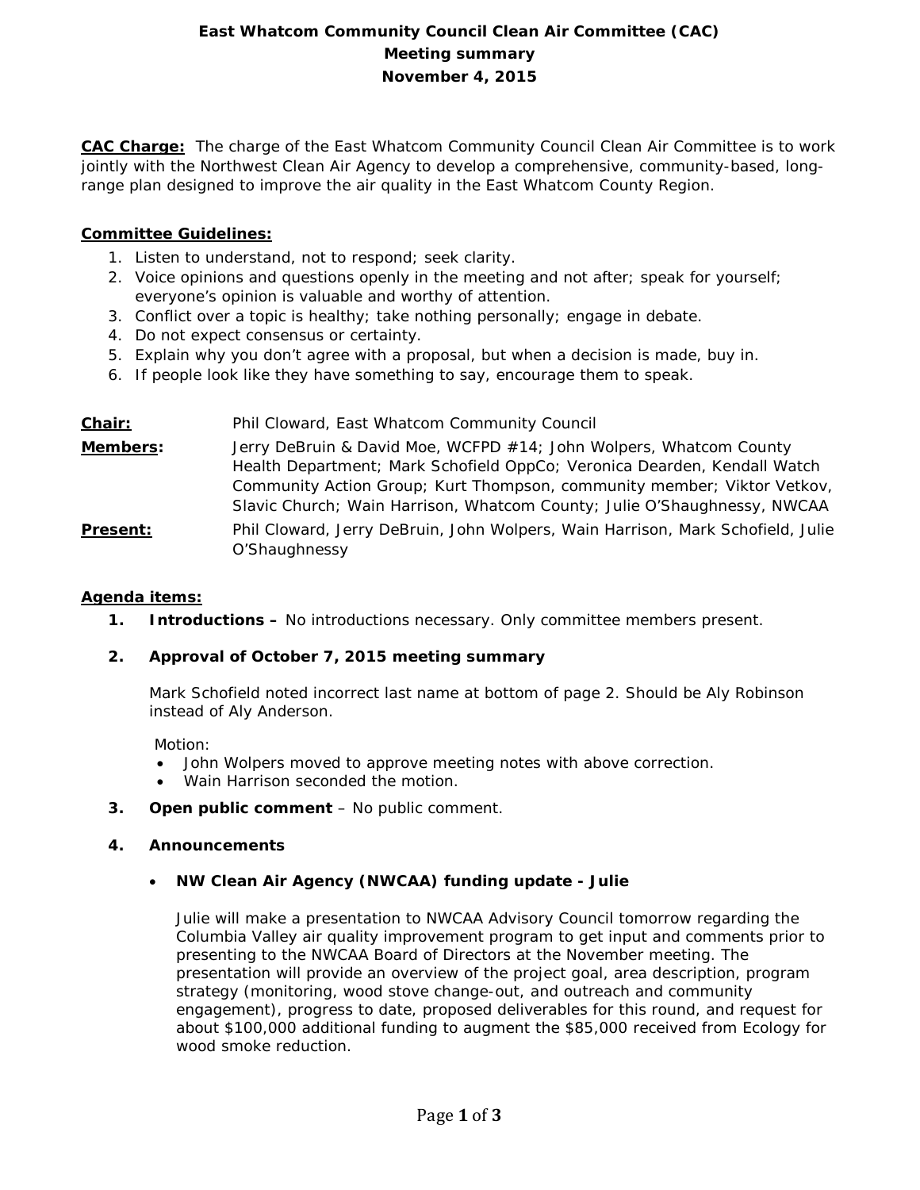# East Whatcom Community Council Clean Air Committee (CAC)
## Meeting summary
### November 4, 2015

**CAC Charge:** The charge of the East Whatcom Community Council Clean Air Committee is to work jointly with the Northwest Clean Air Agency to develop a comprehensive, community-based, long-range plan designed to improve the air quality in the East Whatcom County Region.

**Committee Guidelines:**

1. Listen to understand, not to respond; seek clarity.
2. Voice opinions and questions openly in the meeting and not after; speak for yourself; everyone's opinion is valuable and worthy of attention.
3. Conflict over a topic is healthy; take nothing personally; engage in debate.
4. Do not expect consensus or certainty.
5. Explain why you don't agree with a proposal, but when a decision is made, buy in.
6. If people look like they have something to say, encourage them to speak.

**Chair:** Phil Cloward, East Whatcom Community Council

**Members:** Jerry DeBruin & David Moe, WCFPD #14; John Wolpers, Whatcom County Health Department; Mark Schofield OppCo; Veronica Dearden, Kendall Watch Community Action Group; Kurt Thompson, community member; Viktor Vetkov, Slavic Church; Wain Harrison, Whatcom County; Julie O'Shaughnessy, NWCAA

**Present:** Phil Cloward, Jerry DeBruin, John Wolpers, Wain Harrison, Mark Schofield, Julie O'Shaughnessy

**Agenda items:**

1. **Introductions –** No introductions necessary. Only committee members present.

2. **Approval of October 7, 2015 meeting summary**

   Mark Schofield noted incorrect last name at bottom of page 2. Should be Aly Robinson instead of Aly Anderson.

   Motion:
   - John Wolpers moved to approve meeting notes with above correction.
   - Wain Harrison seconded the motion.

3. **Open public comment** – No public comment.

4. **Announcements**

   - **NW Clean Air Agency (NWCAA) funding update - Julie**

     Julie will make a presentation to NWCAA Advisory Council tomorrow regarding the Columbia Valley air quality improvement program to get input and comments prior to presenting to the NWCAA Board of Directors at the November meeting. The presentation will provide an overview of the project goal, area description, program strategy (monitoring, wood stove change-out, and outreach and community engagement), progress to date, proposed deliverables for this round, and request for about $100,000 additional funding to augment the $85,000 received from Ecology for wood smoke reduction.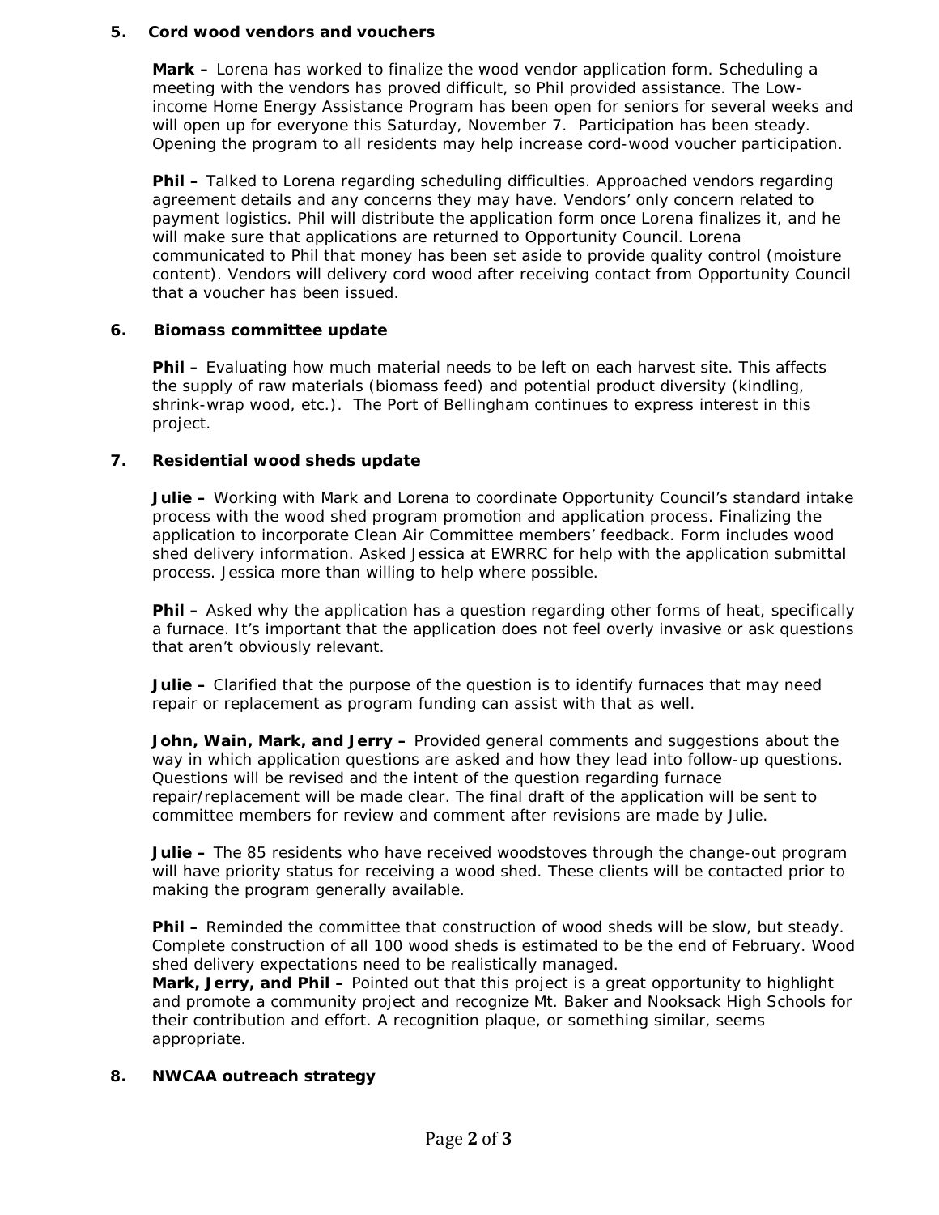**5. Cord wood vendors and vouchers**

**Mark –** Lorena has worked to finalize the wood vendor application form. Scheduling a meeting with the vendors has proved difficult, so Phil provided assistance. The Low-income Home Energy Assistance Program has been open for seniors for several weeks and will open up for everyone this Saturday, November 7. Participation has been steady. Opening the program to all residents may help increase cord-wood voucher participation.

**Phil –** Talked to Lorena regarding scheduling difficulties. Approached vendors regarding agreement details and any concerns they may have. Vendors' only concern related to payment logistics. Phil will distribute the application form once Lorena finalizes it, and he will make sure that applications are returned to Opportunity Council. Lorena communicated to Phil that money has been set aside to provide quality control (moisture content). Vendors will delivery cord wood after receiving contact from Opportunity Council that a voucher has been issued.

**6. Biomass committee update**

**Phil –** Evaluating how much material needs to be left on each harvest site. This affects the supply of raw materials (biomass feed) and potential product diversity (kindling, shrink-wrap wood, etc.). The Port of Bellingham continues to express interest in this project.

**7. Residential wood sheds update**

**Julie –** Working with Mark and Lorena to coordinate Opportunity Council's standard intake process with the wood shed program promotion and application process. Finalizing the application to incorporate Clean Air Committee members' feedback. Form includes wood shed delivery information. Asked Jessica at EWRRC for help with the application submittal process. Jessica more than willing to help where possible.

**Phil –** Asked why the application has a question regarding other forms of heat, specifically a furnace. It's important that the application does not feel overly invasive or ask questions that aren't obviously relevant.

**Julie –** Clarified that the purpose of the question is to identify furnaces that may need repair or replacement as program funding can assist with that as well.

**John, Wain, Mark, and Jerry –** Provided general comments and suggestions about the way in which application questions are asked and how they lead into follow-up questions. Questions will be revised and the intent of the question regarding furnace repair/replacement will be made clear. The final draft of the application will be sent to committee members for review and comment after revisions are made by Julie.

**Julie –** The 85 residents who have received woodstoves through the change-out program will have priority status for receiving a wood shed. These clients will be contacted prior to making the program generally available.

**Phil –** Reminded the committee that construction of wood sheds will be slow, but steady. Complete construction of all 100 wood sheds is estimated to be the end of February. Wood shed delivery expectations need to be realistically managed.

**Mark, Jerry, and Phil –** Pointed out that this project is a great opportunity to highlight and promote a community project and recognize Mt. Baker and Nooksack High Schools for their contribution and effort. A recognition plaque, or something similar, seems appropriate.

**8. NWCAA outreach strategy**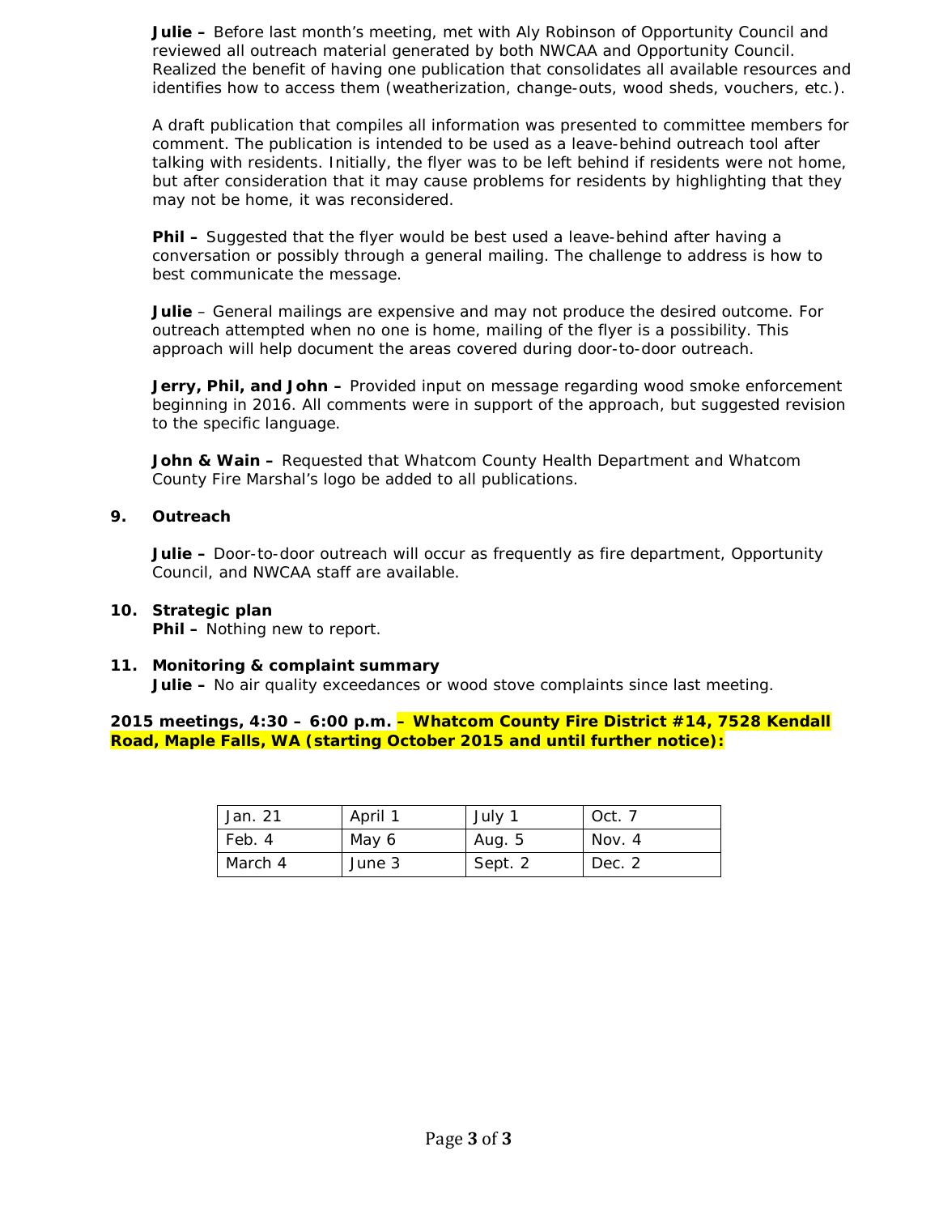**Julie –** Before last month's meeting, met with Aly Robinson of Opportunity Council and reviewed all outreach material generated by both NWCAA and Opportunity Council. Realized the benefit of having one publication that consolidates all available resources and identifies how to access them (weatherization, change-outs, wood sheds, vouchers, etc.).

A draft publication that compiles all information was presented to committee members for comment. The publication is intended to be used as a leave-behind outreach tool after talking with residents. Initially, the flyer was to be left behind if residents were not home, but after consideration that it may cause problems for residents by highlighting that they may not be home, it was reconsidered.

**Phil –** Suggested that the flyer would be best used a leave-behind after having a conversation or possibly through a general mailing. The challenge to address is how to best communicate the message.

**Julie** – General mailings are expensive and may not produce the desired outcome. For outreach attempted when no one is home, mailing of the flyer is a possibility. This approach will help document the areas covered during door-to-door outreach.

**Jerry, Phil, and John –** Provided input on message regarding wood smoke enforcement beginning in 2016. All comments were in support of the approach, but suggested revision to the specific language.

**John & Wain –** Requested that Whatcom County Health Department and Whatcom County Fire Marshal's logo be added to all publications.

**9. Outreach**

**Julie –** Door-to-door outreach will occur as frequently as fire department, Opportunity Council, and NWCAA staff are available.

**10. Strategic plan**

**Phil –** Nothing new to report.

**11. Monitoring & complaint summary**

**Julie –** No air quality exceedances or wood stove complaints since last meeting.

**2015 meetings, 4:30 – 6:00 p.m. – Whatcom County Fire District #14, 7528 Kendall Road, Maple Falls, WA (starting October 2015 and until further notice):**

| | | | |
|---|---|---|---|
| Jan. 21 | April 1 | July 1 | Oct. 7 |
| Feb. 4 | May 6 | Aug. 5 | Nov. 4 |
| March 4 | June 3 | Sept. 2 | Dec. 2 |